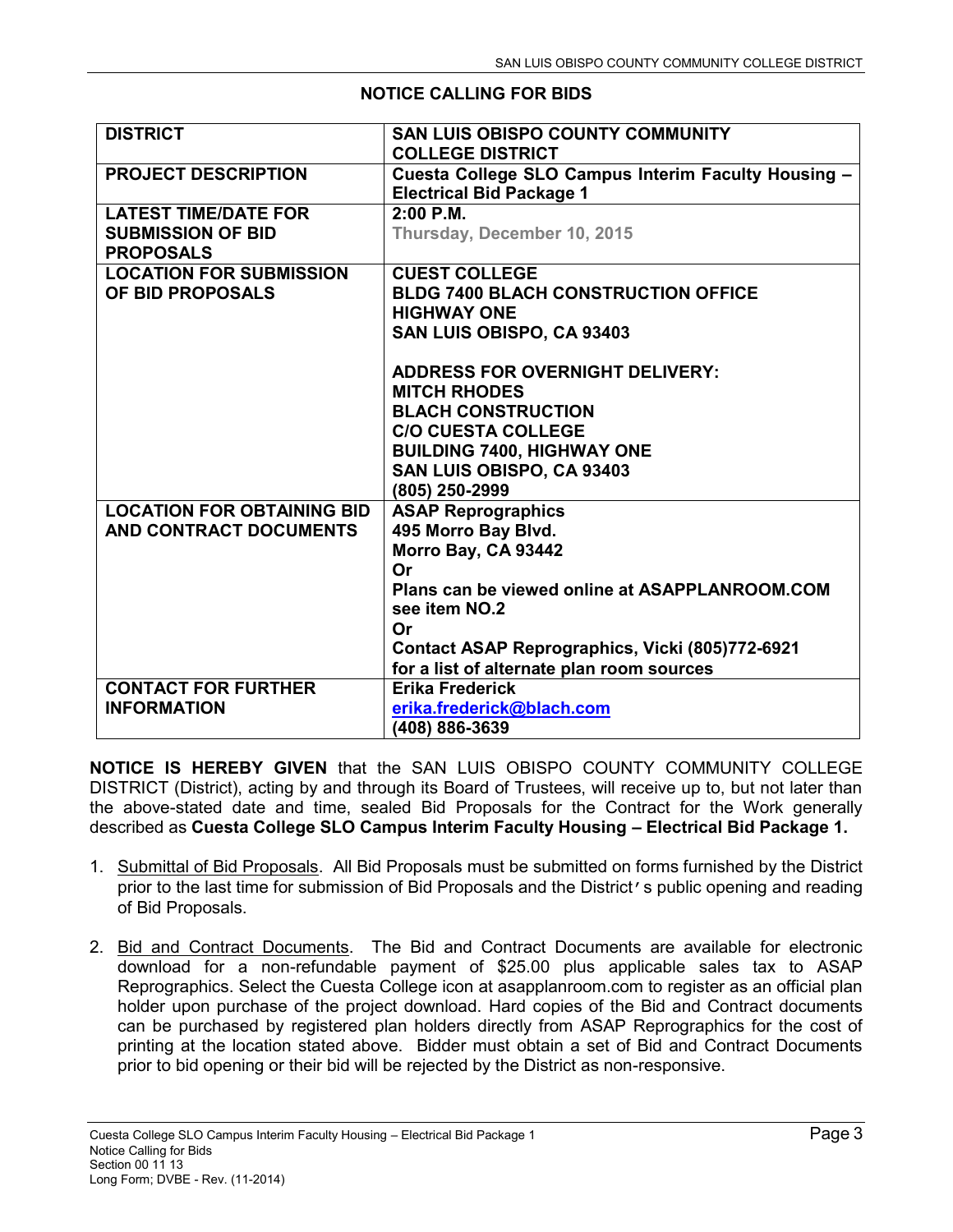## NOTICE CALLING FOR BIDS

| DISTRICT | SAN LUIS OBISPO COUNTY COMMUNITY COLLEGE DISTRICT |
|---|---|
| PROJECT DESCRIPTION | Cuesta College SLO Campus Interim Faculty Housing – Electrical Bid Package 1 |
| LATEST TIME/DATE FOR SUBMISSION OF BID PROPOSALS | 2:00 P.M.<br>Thursday, December 10, 2015 |
| LOCATION FOR SUBMISSION OF BID PROPOSALS | CUEST COLLEGE<br>BLDG 7400 BLACH CONSTRUCTION OFFICE<br>HIGHWAY ONE<br>SAN LUIS OBISPO, CA 93403<br><br>ADDRESS FOR OVERNIGHT DELIVERY:<br>MITCH RHODES<br>BLACH CONSTRUCTION<br>C/O CUESTA COLLEGE<br>BUILDING 7400, HIGHWAY ONE<br>SAN LUIS OBISPO, CA 93403<br>(805) 250-2999 |
| LOCATION FOR OBTAINING BID AND CONTRACT DOCUMENTS | ASAP Reprographics<br>495 Morro Bay Blvd.<br>Morro Bay, CA 93442<br>Or<br>Plans can be viewed online at ASAPPLANROOM.COM see item NO.2<br>Or<br>Contact ASAP Reprographics, Vicki (805)772-6921 for a list of alternate plan room sources |
| CONTACT FOR FURTHER INFORMATION | Erika Frederick<br>erika.frederick@blach.com<br>(408) 886-3639 |

**NOTICE IS HEREBY GIVEN** that the SAN LUIS OBISPO COUNTY COMMUNITY COLLEGE DISTRICT (District), acting by and through its Board of Trustees, will receive up to, but not later than the above-stated date and time, sealed Bid Proposals for the Contract for the Work generally described as **Cuesta College SLO Campus Interim Faculty Housing – Electrical Bid Package 1.**

1. Submittal of Bid Proposals. All Bid Proposals must be submitted on forms furnished by the District prior to the last time for submission of Bid Proposals and the District's public opening and reading of Bid Proposals.

2. Bid and Contract Documents. The Bid and Contract Documents are available for electronic download for a non-refundable payment of $25.00 plus applicable sales tax to ASAP Reprographics. Select the Cuesta College icon at asapplanroom.com to register as an official plan holder upon purchase of the project download. Hard copies of the Bid and Contract documents can be purchased by registered plan holders directly from ASAP Reprographics for the cost of printing at the location stated above. Bidder must obtain a set of Bid and Contract Documents prior to bid opening or their bid will be rejected by the District as non-responsive.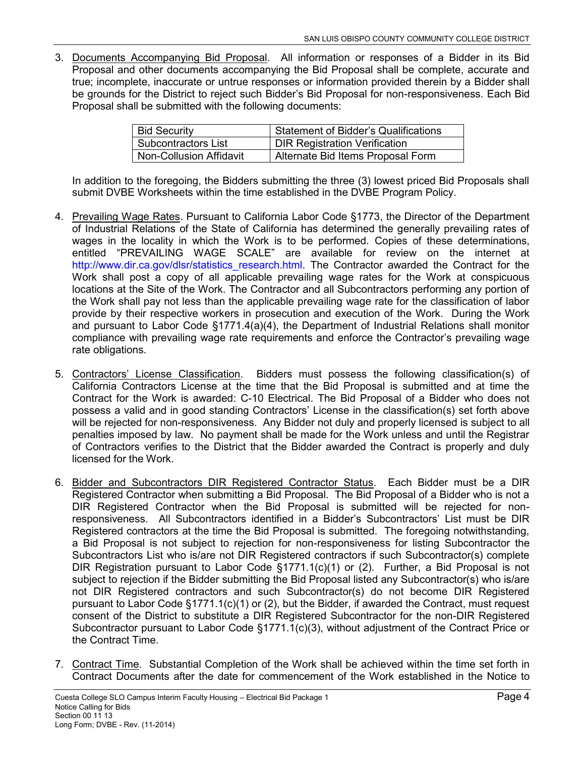3. Documents Accompanying Bid Proposal. All information or responses of a Bidder in its Bid Proposal and other documents accompanying the Bid Proposal shall be complete, accurate and true; incomplete, inaccurate or untrue responses or information provided therein by a Bidder shall be grounds for the District to reject such Bidder's Bid Proposal for non-responsiveness. Each Bid Proposal shall be submitted with the following documents:

| Bid Security | Statement of Bidder's Qualifications |
|---|---|
| Subcontractors List | DIR Registration Verification |
| Non-Collusion Affidavit | Alternate Bid Items Proposal Form |

   In addition to the foregoing, the Bidders submitting the three (3) lowest priced Bid Proposals shall submit DVBE Worksheets within the time established in the DVBE Program Policy.

4. Prevailing Wage Rates. Pursuant to California Labor Code §1773, the Director of the Department of Industrial Relations of the State of California has determined the generally prevailing rates of wages in the locality in which the Work is to be performed. Copies of these determinations, entitled "PREVAILING WAGE SCALE" are available for review on the internet at http://www.dir.ca.gov/dlsr/statistics_research.html. The Contractor awarded the Contract for the Work shall post a copy of all applicable prevailing wage rates for the Work at conspicuous locations at the Site of the Work. The Contractor and all Subcontractors performing any portion of the Work shall pay not less than the applicable prevailing wage rate for the classification of labor provide by their respective workers in prosecution and execution of the Work. During the Work and pursuant to Labor Code §1771.4(a)(4), the Department of Industrial Relations shall monitor compliance with prevailing wage rate requirements and enforce the Contractor's prevailing wage rate obligations.

5. Contractors' License Classification. Bidders must possess the following classification(s) of California Contractors License at the time that the Bid Proposal is submitted and at time the Contract for the Work is awarded: C-10 Electrical. The Bid Proposal of a Bidder who does not possess a valid and in good standing Contractors' License in the classification(s) set forth above will be rejected for non-responsiveness. Any Bidder not duly and properly licensed is subject to all penalties imposed by law. No payment shall be made for the Work unless and until the Registrar of Contractors verifies to the District that the Bidder awarded the Contract is properly and duly licensed for the Work.

6. Bidder and Subcontractors DIR Registered Contractor Status. Each Bidder must be a DIR Registered Contractor when submitting a Bid Proposal. The Bid Proposal of a Bidder who is not a DIR Registered Contractor when the Bid Proposal is submitted will be rejected for non-responsiveness. All Subcontractors identified in a Bidder's Subcontractors' List must be DIR Registered contractors at the time the Bid Proposal is submitted. The foregoing notwithstanding, a Bid Proposal is not subject to rejection for non-responsiveness for listing Subcontractor the Subcontractors List who is/are not DIR Registered contractors if such Subcontractor(s) complete DIR Registration pursuant to Labor Code §1771.1(c)(1) or (2). Further, a Bid Proposal is not subject to rejection if the Bidder submitting the Bid Proposal listed any Subcontractor(s) who is/are not DIR Registered contractors and such Subcontractor(s) do not become DIR Registered pursuant to Labor Code §1771.1(c)(1) or (2), but the Bidder, if awarded the Contract, must request consent of the District to substitute a DIR Registered Subcontractor for the non-DIR Registered Subcontractor pursuant to Labor Code §1771.1(c)(3), without adjustment of the Contract Price or the Contract Time.

7. Contract Time. Substantial Completion of the Work shall be achieved within the time set forth in Contract Documents after the date for commencement of the Work established in the Notice to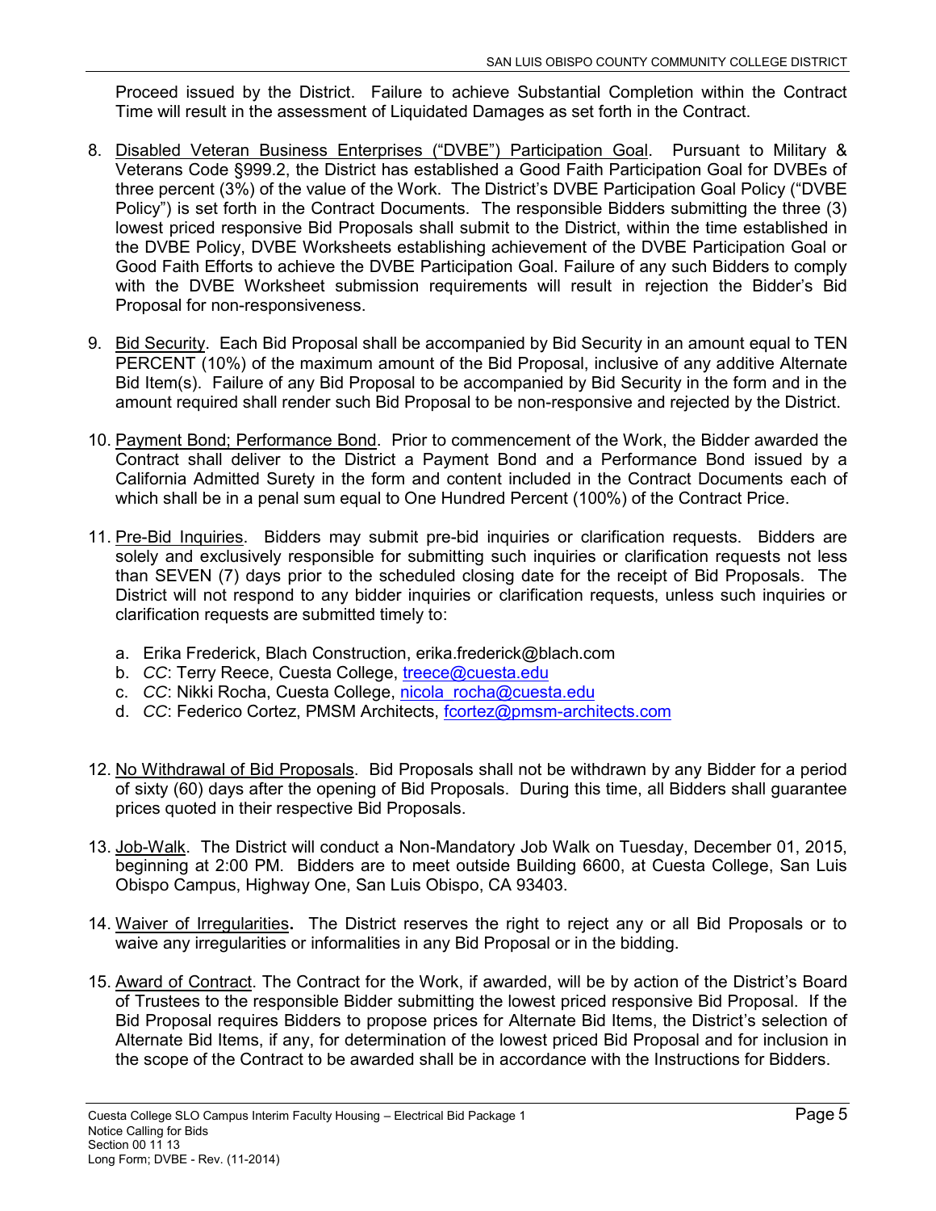Proceed issued by the District. Failure to achieve Substantial Completion within the Contract Time will result in the assessment of Liquidated Damages as set forth in the Contract.

8. Disabled Veteran Business Enterprises ("DVBE") Participation Goal. Pursuant to Military & Veterans Code §999.2, the District has established a Good Faith Participation Goal for DVBEs of three percent (3%) of the value of the Work. The District's DVBE Participation Goal Policy ("DVBE Policy") is set forth in the Contract Documents. The responsible Bidders submitting the three (3) lowest priced responsive Bid Proposals shall submit to the District, within the time established in the DVBE Policy, DVBE Worksheets establishing achievement of the DVBE Participation Goal or Good Faith Efforts to achieve the DVBE Participation Goal. Failure of any such Bidders to comply with the DVBE Worksheet submission requirements will result in rejection the Bidder's Bid Proposal for non-responsiveness.

9. Bid Security. Each Bid Proposal shall be accompanied by Bid Security in an amount equal to TEN PERCENT (10%) of the maximum amount of the Bid Proposal, inclusive of any additive Alternate Bid Item(s). Failure of any Bid Proposal to be accompanied by Bid Security in the form and in the amount required shall render such Bid Proposal to be non-responsive and rejected by the District.

10. Payment Bond; Performance Bond. Prior to commencement of the Work, the Bidder awarded the Contract shall deliver to the District a Payment Bond and a Performance Bond issued by a California Admitted Surety in the form and content included in the Contract Documents each of which shall be in a penal sum equal to One Hundred Percent (100%) of the Contract Price.

11. Pre-Bid Inquiries. Bidders may submit pre-bid inquiries or clarification requests. Bidders are solely and exclusively responsible for submitting such inquiries or clarification requests not less than SEVEN (7) days prior to the scheduled closing date for the receipt of Bid Proposals. The District will not respond to any bidder inquiries or clarification requests, unless such inquiries or clarification requests are submitted timely to:

    a. Erika Frederick, Blach Construction, erika.frederick@blach.com
    b. *CC*: Terry Reece, Cuesta College, treece@cuesta.edu
    c. *CC*: Nikki Rocha, Cuesta College, nicola_rocha@cuesta.edu
    d. *CC*: Federico Cortez, PMSM Architects, fcortez@pmsm-architects.com

12. No Withdrawal of Bid Proposals. Bid Proposals shall not be withdrawn by any Bidder for a period of sixty (60) days after the opening of Bid Proposals. During this time, all Bidders shall guarantee prices quoted in their respective Bid Proposals.

13. Job-Walk. The District will conduct a Non-Mandatory Job Walk on Tuesday, December 01, 2015, beginning at 2:00 PM. Bidders are to meet outside Building 6600, at Cuesta College, San Luis Obispo Campus, Highway One, San Luis Obispo, CA 93403.

14. Waiver of Irregularities**.** The District reserves the right to reject any or all Bid Proposals or to waive any irregularities or informalities in any Bid Proposal or in the bidding.

15. Award of Contract. The Contract for the Work, if awarded, will be by action of the District's Board of Trustees to the responsible Bidder submitting the lowest priced responsive Bid Proposal. If the Bid Proposal requires Bidders to propose prices for Alternate Bid Items, the District's selection of Alternate Bid Items, if any, for determination of the lowest priced Bid Proposal and for inclusion in the scope of the Contract to be awarded shall be in accordance with the Instructions for Bidders.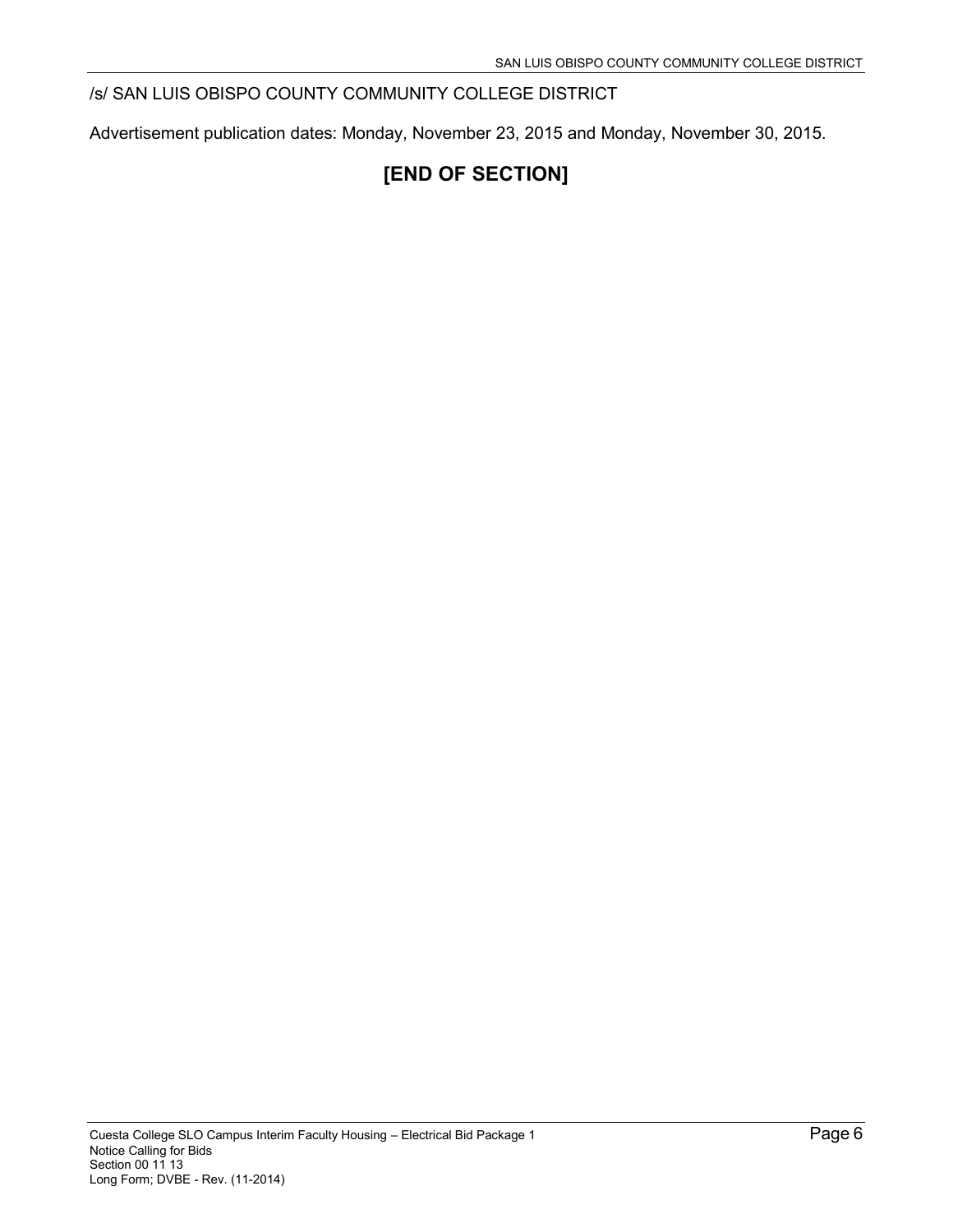/s/ SAN LUIS OBISPO COUNTY COMMUNITY COLLEGE DISTRICT

Advertisement publication dates: Monday, November 23, 2015 and Monday, November 30, 2015.

## [END OF SECTION]